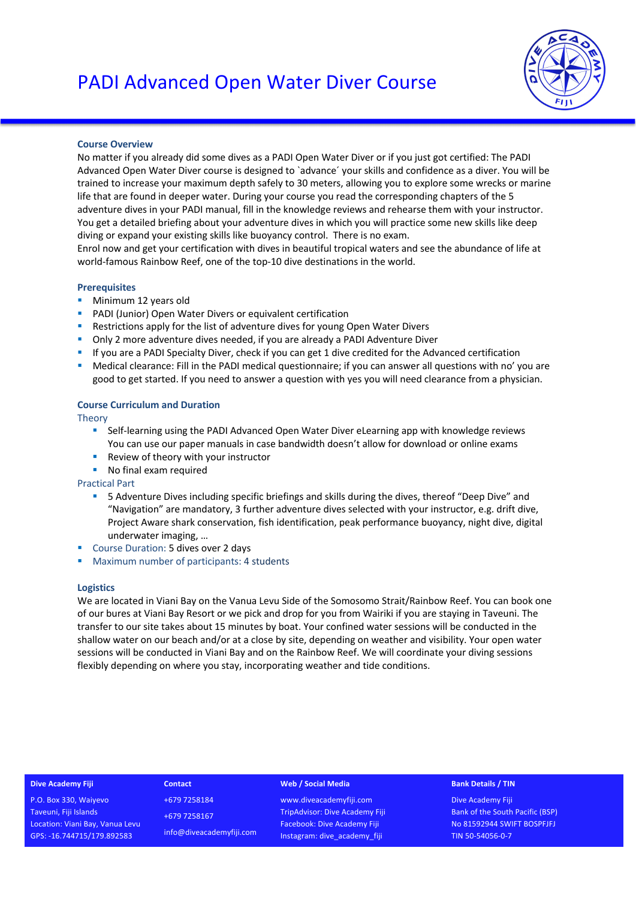# PADI Advanced Open Water Diver Course

## Course Overview

No matter if you already did some dives as a PADI Open Water Diver or if you just got certified: The PADI Advanced Open Water Diver course is designed to `advance´ your skills and confidence as a diver. You will be trained to increase your maximum depth safely to 30 meters, allowing you to explore some wrecks or marine life that are found in deeper water. During your course you read the corresponding chapters of the 5 adventure dives in your PADI manual, fill in the knowledge reviews and rehearse them with your instructor. You get a detailed briefing about your adventure dives in which you will practice some new skills like deep diving or expand your existing skills like buoyancy control. There is no exam.

Enrol now and get your certification with dives in beautiful tropical waters and see the abundance of life at world-famous Rainbow Reef, one of the top-10 dive destinations in the world.

## Prerequisites

- Minimum 12 years old
- PADI (Junior) Open Water Divers or equivalent certification
- Restrictions apply for the list of adventure dives for young Open Water Divers
- Only 2 more adventure dives needed, if you are already a PADI Adventure Diver
- If you are a PADI Specialty Diver, check if you can get 1 dive credited for the Advanced certification
- Medical clearance: Fill in the PADI medical questionnaire; if you can answer all questions with no' you are good to get started. If you need to answer a question with yes you will need clearance from a physician.

## Course Curriculum and Duration

### Theory

- Self-learning using the PADI Advanced Open Water Diver eLearning app with knowledge reviews
  You can use our paper manuals in case bandwidth doesn't allow for download or online exams
- Review of theory with your instructor
- No final exam required

### Practical Part

- 5 Adventure Dives including specific briefings and skills during the dives, thereof "Deep Dive" and "Navigation" are mandatory, 3 further adventure dives selected with your instructor, e.g. drift dive, Project Aware shark conservation, fish identification, peak performance buoyancy, night dive, digital underwater imaging, …

- Course Duration: 5 dives over 2 days
- Maximum number of participants: 4 students

## Logistics

We are located in Viani Bay on the Vanua Levu Side of the Somosomo Strait/Rainbow Reef. You can book one of our bures at Viani Bay Resort or we pick and drop for you from Wairiki if you are staying in Taveuni. The transfer to our site takes about 15 minutes by boat. Your confined water sessions will be conducted in the shallow water on our beach and/or at a close by site, depending on weather and visibility. Your open water sessions will be conducted in Viani Bay and on the Rainbow Reef. We will coordinate your diving sessions flexibly depending on where you stay, incorporating weather and tide conditions.

**Dive Academy Fiji**
P.O. Box 330, Waiyevo
Taveuni, Fiji Islands
Location: Viani Bay, Vanua Levu
GPS: -16.744715/179.892583

**Contact**
+679 7258184
+679 7258167
info@diveacademyfiji.com

**Web / Social Media**
www.diveacademyfiji.com
TripAdvisor: Dive Academy Fiji
Facebook: Dive Academy Fiji
Instagram: dive_academy_fiji

**Bank Details / TIN**
Dive Academy Fiji
Bank of the South Pacific (BSP)
No 81592944 SWIFT BOSPFJFJ
TIN 50-54056-0-7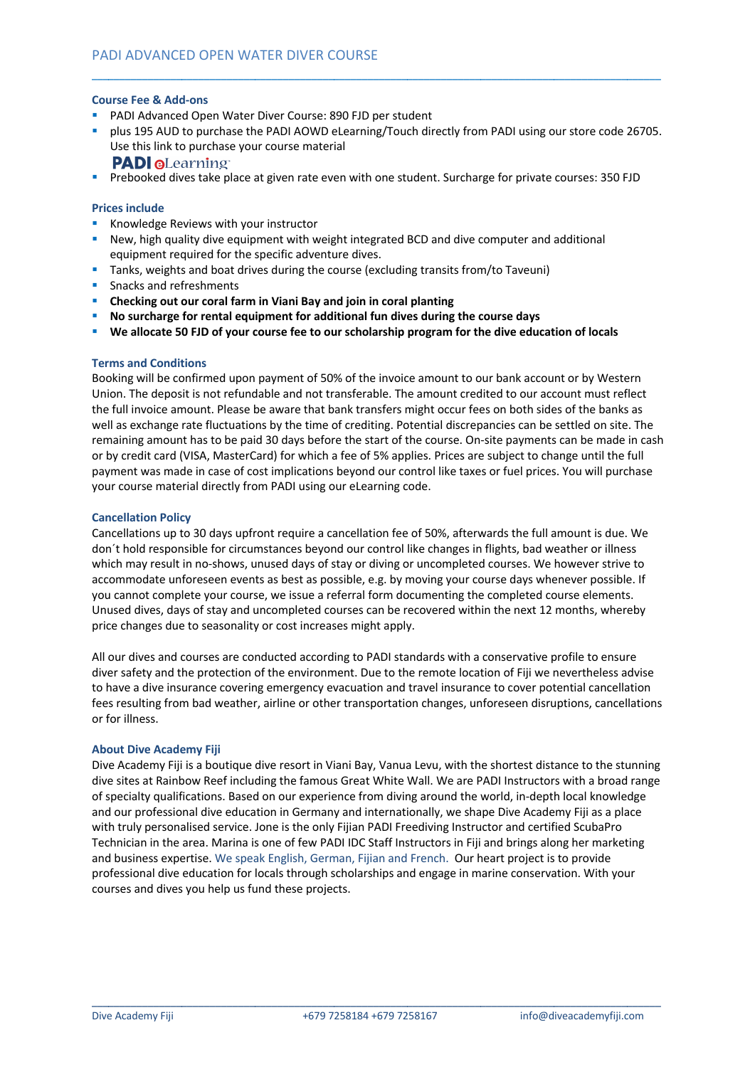# PADI ADVANCED OPEN WATER DIVER COURSE

### Course Fee & Add-ons

- PADI Advanced Open Water Diver Course: 890 FJD per student
- plus 195 AUD to purchase the PADI AOWD eLearning/Touch directly from PADI using our store code 26705. Use this link to purchase your course material
  **PADI** eLearning
- Prebooked dives take place at given rate even with one student. Surcharge for private courses: 350 FJD

### Prices include

- Knowledge Reviews with your instructor
- New, high quality dive equipment with weight integrated BCD and dive computer and additional equipment required for the specific adventure dives.
- Tanks, weights and boat drives during the course (excluding transits from/to Taveuni)
- Snacks and refreshments
- **Checking out our coral farm in Viani Bay and join in coral planting**
- **No surcharge for rental equipment for additional fun dives during the course days**
- **We allocate 50 FJD of your course fee to our scholarship program for the dive education of locals**

### Terms and Conditions

Booking will be confirmed upon payment of 50% of the invoice amount to our bank account or by Western Union. The deposit is not refundable and not transferable. The amount credited to our account must reflect the full invoice amount. Please be aware that bank transfers might occur fees on both sides of the banks as well as exchange rate fluctuations by the time of crediting. Potential discrepancies can be settled on site. The remaining amount has to be paid 30 days before the start of the course. On-site payments can be made in cash or by credit card (VISA, MasterCard) for which a fee of 5% applies. Prices are subject to change until the full payment was made in case of cost implications beyond our control like taxes or fuel prices. You will purchase your course material directly from PADI using our eLearning code.

### Cancellation Policy

Cancellations up to 30 days upfront require a cancellation fee of 50%, afterwards the full amount is due. We don´t hold responsible for circumstances beyond our control like changes in flights, bad weather or illness which may result in no-shows, unused days of stay or diving or uncompleted courses. We however strive to accommodate unforeseen events as best as possible, e.g. by moving your course days whenever possible. If you cannot complete your course, we issue a referral form documenting the completed course elements. Unused dives, days of stay and uncompleted courses can be recovered within the next 12 months, whereby price changes due to seasonality or cost increases might apply.

All our dives and courses are conducted according to PADI standards with a conservative profile to ensure diver safety and the protection of the environment. Due to the remote location of Fiji we nevertheless advise to have a dive insurance covering emergency evacuation and travel insurance to cover potential cancellation fees resulting from bad weather, airline or other transportation changes, unforeseen disruptions, cancellations or for illness.

### About Dive Academy Fiji

Dive Academy Fiji is a boutique dive resort in Viani Bay, Vanua Levu, with the shortest distance to the stunning dive sites at Rainbow Reef including the famous Great White Wall. We are PADI Instructors with a broad range of specialty qualifications. Based on our experience from diving around the world, in-depth local knowledge and our professional dive education in Germany and internationally, we shape Dive Academy Fiji as a place with truly personalised service. Jone is the only Fijian PADI Freediving Instructor and certified ScubaPro Technician in the area. Marina is one of few PADI IDC Staff Instructors in Fiji and brings along her marketing and business expertise. We speak English, German, Fijian and French. Our heart project is to provide professional dive education for locals through scholarships and engage in marine conservation. With your courses and dives you help us fund these projects.